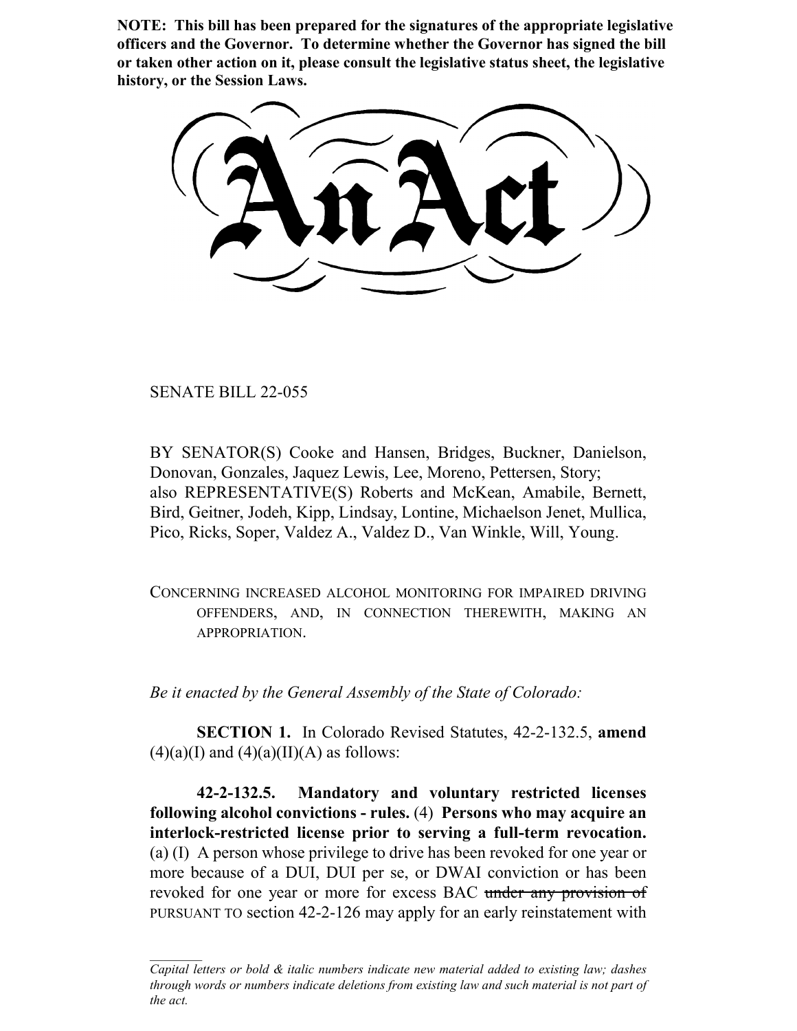**NOTE: This bill has been prepared for the signatures of the appropriate legislative officers and the Governor. To determine whether the Governor has signed the bill or taken other action on it, please consult the legislative status sheet, the legislative history, or the Session Laws.**

# An Act

SENATE BILL 22-055

BY SENATOR(S) Cooke and Hansen, Bridges, Buckner, Danielson, Donovan, Gonzales, Jaquez Lewis, Lee, Moreno, Pettersen, Story;
also REPRESENTATIVE(S) Roberts and McKean, Amabile, Bernett, Bird, Geitner, Jodeh, Kipp, Lindsay, Lontine, Michaelson Jenet, Mullica, Pico, Ricks, Soper, Valdez A., Valdez D., Van Winkle, Will, Young.

CONCERNING INCREASED ALCOHOL MONITORING FOR IMPAIRED DRIVING OFFENDERS, AND, IN CONNECTION THEREWITH, MAKING AN APPROPRIATION.

*Be it enacted by the General Assembly of the State of Colorado:*

**SECTION 1.** In Colorado Revised Statutes, 42-2-132.5, **amend** (4)(a)(I) and (4)(a)(II)(A) as follows:

**42-2-132.5. Mandatory and voluntary restricted licenses following alcohol convictions - rules.** (4) **Persons who may acquire an interlock-restricted license prior to serving a full-term revocation.** (a) (I) A person whose privilege to drive has been revoked for one year or more because of a DUI, DUI per se, or DWAI conviction or has been revoked for one year or more for excess BAC ~~under any provision of~~ PURSUANT TO section 42-2-126 may apply for an early reinstatement with

*Capital letters or bold & italic numbers indicate new material added to existing law; dashes through words or numbers indicate deletions from existing law and such material is not part of the act.*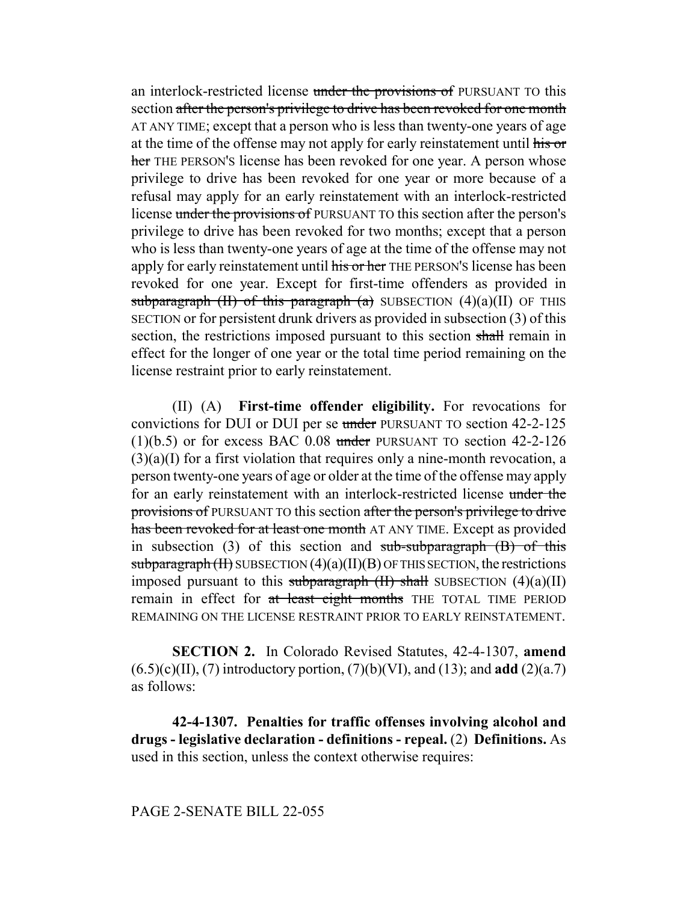an interlock-restricted license ~~under the provisions of~~ PURSUANT TO this section ~~after the person's privilege to drive has been revoked for one month~~ AT ANY TIME; except that a person who is less than twenty-one years of age at the time of the offense may not apply for early reinstatement until ~~his or her~~ THE PERSON'S license has been revoked for one year. A person whose privilege to drive has been revoked for one year or more because of a refusal may apply for an early reinstatement with an interlock-restricted license ~~under the provisions of~~ PURSUANT TO this section after the person's privilege to drive has been revoked for two months; except that a person who is less than twenty-one years of age at the time of the offense may not apply for early reinstatement until ~~his or her~~ THE PERSON'S license has been revoked for one year. Except for first-time offenders as provided in ~~subparagraph (II) of this paragraph (a)~~ SUBSECTION (4)(a)(II) OF THIS SECTION or for persistent drunk drivers as provided in subsection (3) of this section, the restrictions imposed pursuant to this section ~~shall~~ remain in effect for the longer of one year or the total time period remaining on the license restraint prior to early reinstatement.

(II) (A) **First-time offender eligibility.** For revocations for convictions for DUI or DUI per se ~~under~~ PURSUANT TO section 42-2-125 (1)(b.5) or for excess BAC 0.08 ~~under~~ PURSUANT TO section 42-2-126 (3)(a)(I) for a first violation that requires only a nine-month revocation, a person twenty-one years of age or older at the time of the offense may apply for an early reinstatement with an interlock-restricted license ~~under the provisions of~~ PURSUANT TO this section ~~after the person's privilege to drive has been revoked for at least one month~~ AT ANY TIME. Except as provided in subsection (3) of this section and ~~sub-subparagraph (B) of this subparagraph (II)~~ SUBSECTION (4)(a)(II)(B) OF THIS SECTION, the restrictions imposed pursuant to this ~~subparagraph (II) shall~~ SUBSECTION (4)(a)(II) remain in effect for ~~at least eight months~~ THE TOTAL TIME PERIOD REMAINING ON THE LICENSE RESTRAINT PRIOR TO EARLY REINSTATEMENT.

**SECTION 2.** In Colorado Revised Statutes, 42-4-1307, **amend** (6.5)(c)(II), (7) introductory portion, (7)(b)(VI), and (13); and **add** (2)(a.7) as follows:

**42-4-1307. Penalties for traffic offenses involving alcohol and drugs - legislative declaration - definitions - repeal.** (2) **Definitions.** As used in this section, unless the context otherwise requires: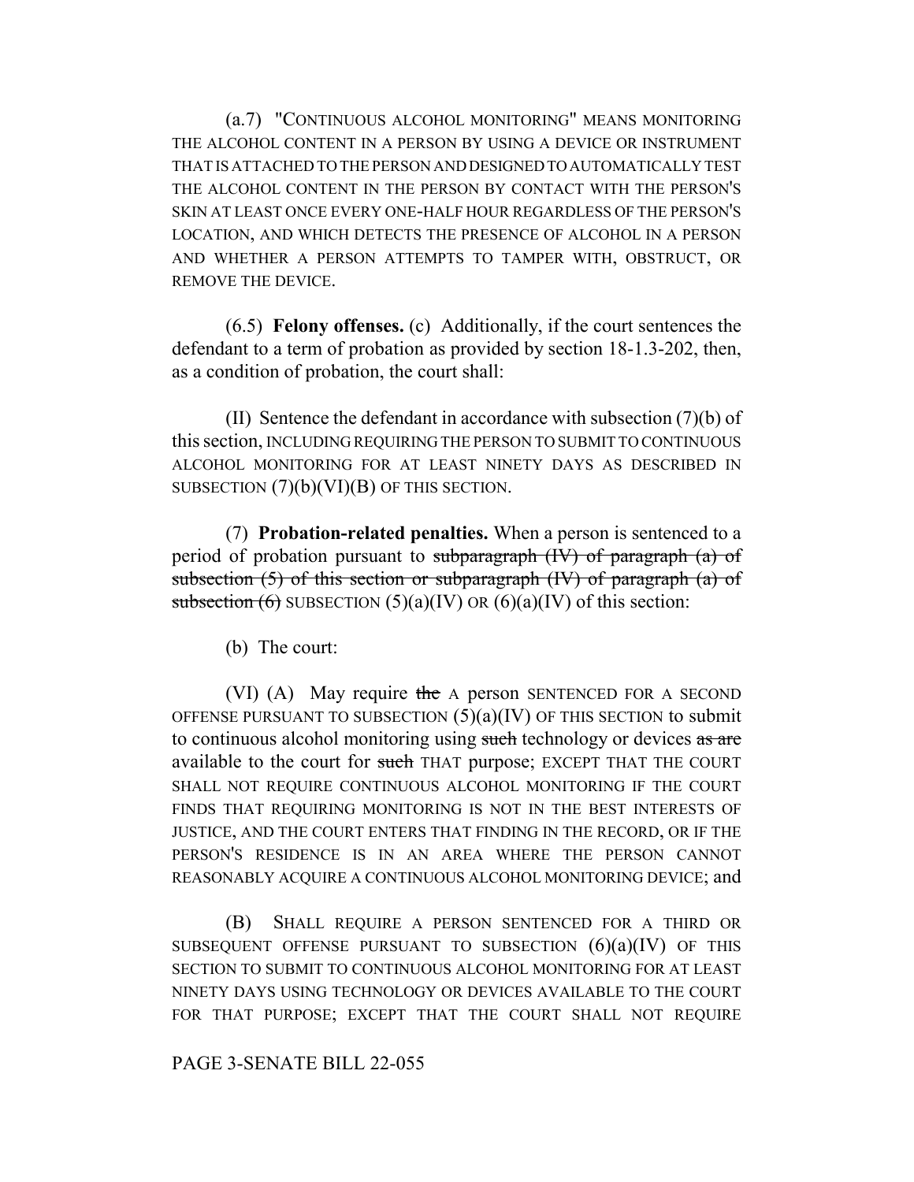(a.7) "CONTINUOUS ALCOHOL MONITORING" MEANS MONITORING THE ALCOHOL CONTENT IN A PERSON BY USING A DEVICE OR INSTRUMENT THAT IS ATTACHED TO THE PERSON AND DESIGNED TO AUTOMATICALLY TEST THE ALCOHOL CONTENT IN THE PERSON BY CONTACT WITH THE PERSON'S SKIN AT LEAST ONCE EVERY ONE-HALF HOUR REGARDLESS OF THE PERSON'S LOCATION, AND WHICH DETECTS THE PRESENCE OF ALCOHOL IN A PERSON AND WHETHER A PERSON ATTEMPTS TO TAMPER WITH, OBSTRUCT, OR REMOVE THE DEVICE.

(6.5) **Felony offenses.** (c) Additionally, if the court sentences the defendant to a term of probation as provided by section 18-1.3-202, then, as a condition of probation, the court shall:

(II) Sentence the defendant in accordance with subsection (7)(b) of this section, INCLUDING REQUIRING THE PERSON TO SUBMIT TO CONTINUOUS ALCOHOL MONITORING FOR AT LEAST NINETY DAYS AS DESCRIBED IN SUBSECTION (7)(b)(VI)(B) OF THIS SECTION.

(7) **Probation-related penalties.** When a person is sentenced to a period of probation pursuant to ~~subparagraph (IV) of paragraph (a) of subsection (5) of this section or subparagraph (IV) of paragraph (a) of subsection (6)~~ SUBSECTION (5)(a)(IV) OR (6)(a)(IV) of this section:

(b) The court:

(VI) (A) May require ~~the~~ A person SENTENCED FOR A SECOND OFFENSE PURSUANT TO SUBSECTION (5)(a)(IV) OF THIS SECTION to submit to continuous alcohol monitoring using ~~such~~ technology or devices ~~as are~~ available to the court for ~~such~~ THAT purpose; EXCEPT THAT THE COURT SHALL NOT REQUIRE CONTINUOUS ALCOHOL MONITORING IF THE COURT FINDS THAT REQUIRING MONITORING IS NOT IN THE BEST INTERESTS OF JUSTICE, AND THE COURT ENTERS THAT FINDING IN THE RECORD, OR IF THE PERSON'S RESIDENCE IS IN AN AREA WHERE THE PERSON CANNOT REASONABLY ACQUIRE A CONTINUOUS ALCOHOL MONITORING DEVICE; and

(B) SHALL REQUIRE A PERSON SENTENCED FOR A THIRD OR SUBSEQUENT OFFENSE PURSUANT TO SUBSECTION (6)(a)(IV) OF THIS SECTION TO SUBMIT TO CONTINUOUS ALCOHOL MONITORING FOR AT LEAST NINETY DAYS USING TECHNOLOGY OR DEVICES AVAILABLE TO THE COURT FOR THAT PURPOSE; EXCEPT THAT THE COURT SHALL NOT REQUIRE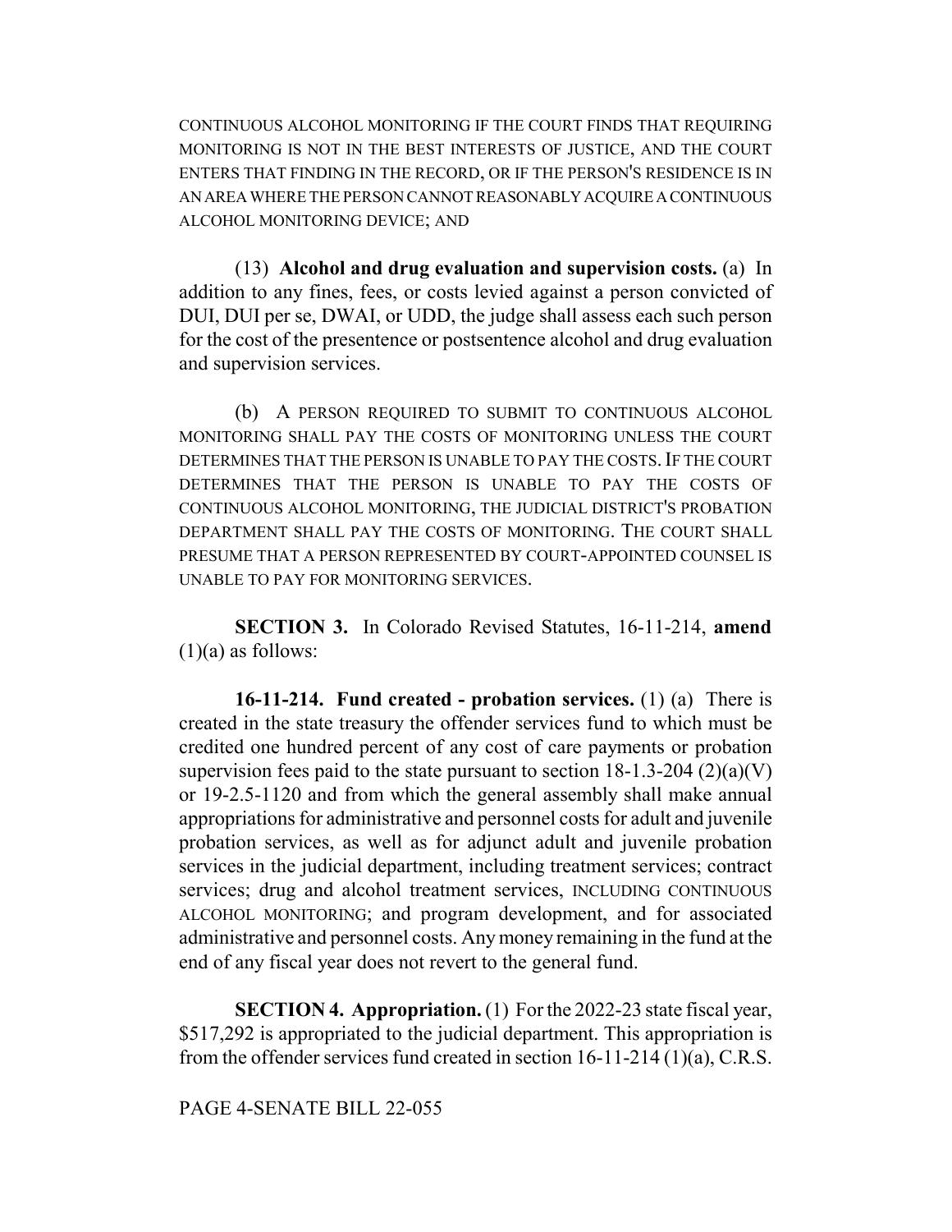CONTINUOUS ALCOHOL MONITORING IF THE COURT FINDS THAT REQUIRING MONITORING IS NOT IN THE BEST INTERESTS OF JUSTICE, AND THE COURT ENTERS THAT FINDING IN THE RECORD, OR IF THE PERSON'S RESIDENCE IS IN AN AREA WHERE THE PERSON CANNOT REASONABLY ACQUIRE A CONTINUOUS ALCOHOL MONITORING DEVICE; AND

(13) **Alcohol and drug evaluation and supervision costs.** (a) In addition to any fines, fees, or costs levied against a person convicted of DUI, DUI per se, DWAI, or UDD, the judge shall assess each such person for the cost of the presentence or postsentence alcohol and drug evaluation and supervision services.

(b) A PERSON REQUIRED TO SUBMIT TO CONTINUOUS ALCOHOL MONITORING SHALL PAY THE COSTS OF MONITORING UNLESS THE COURT DETERMINES THAT THE PERSON IS UNABLE TO PAY THE COSTS. IF THE COURT DETERMINES THAT THE PERSON IS UNABLE TO PAY THE COSTS OF CONTINUOUS ALCOHOL MONITORING, THE JUDICIAL DISTRICT'S PROBATION DEPARTMENT SHALL PAY THE COSTS OF MONITORING. THE COURT SHALL PRESUME THAT A PERSON REPRESENTED BY COURT-APPOINTED COUNSEL IS UNABLE TO PAY FOR MONITORING SERVICES.

**SECTION 3.** In Colorado Revised Statutes, 16-11-214, **amend** (1)(a) as follows:

**16-11-214. Fund created - probation services.** (1) (a) There is created in the state treasury the offender services fund to which must be credited one hundred percent of any cost of care payments or probation supervision fees paid to the state pursuant to section 18-1.3-204 (2)(a)(V) or 19-2.5-1120 and from which the general assembly shall make annual appropriations for administrative and personnel costs for adult and juvenile probation services, as well as for adjunct adult and juvenile probation services in the judicial department, including treatment services; contract services; drug and alcohol treatment services, INCLUDING CONTINUOUS ALCOHOL MONITORING; and program development, and for associated administrative and personnel costs. Any money remaining in the fund at the end of any fiscal year does not revert to the general fund.

**SECTION 4. Appropriation.** (1) For the 2022-23 state fiscal year, $517,292 is appropriated to the judicial department. This appropriation is from the offender services fund created in section 16-11-214 (1)(a), C.R.S.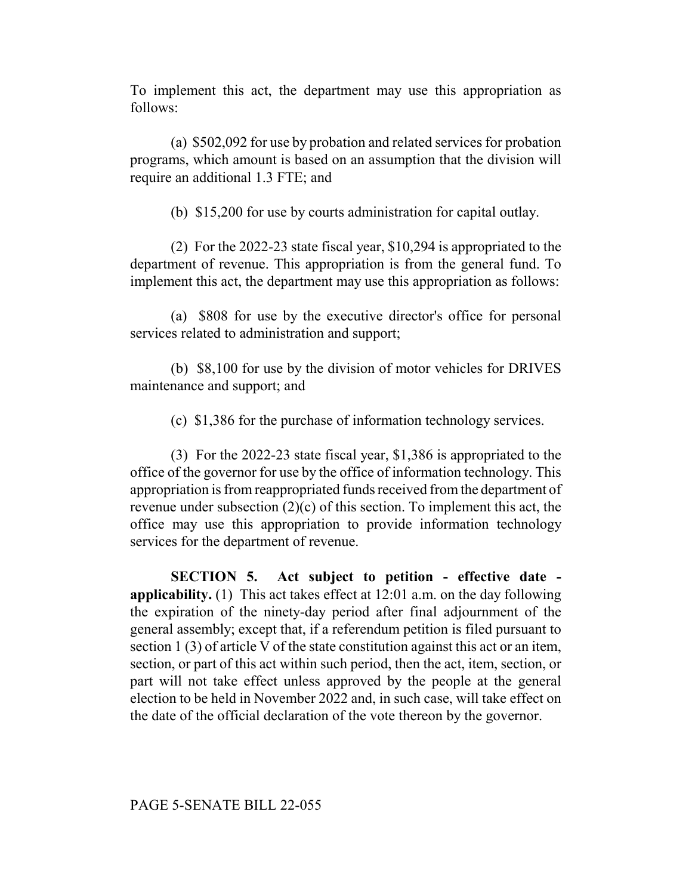To implement this act, the department may use this appropriation as follows:

(a) $502,092 for use by probation and related services for probation programs, which amount is based on an assumption that the division will require an additional 1.3 FTE; and

(b) $15,200 for use by courts administration for capital outlay.

(2) For the 2022-23 state fiscal year, $10,294 is appropriated to the department of revenue. This appropriation is from the general fund. To implement this act, the department may use this appropriation as follows:

(a) $808 for use by the executive director's office for personal services related to administration and support;

(b) $8,100 for use by the division of motor vehicles for DRIVES maintenance and support; and

(c) $1,386 for the purchase of information technology services.

(3) For the 2022-23 state fiscal year, $1,386 is appropriated to the office of the governor for use by the office of information technology. This appropriation is from reappropriated funds received from the department of revenue under subsection (2)(c) of this section. To implement this act, the office may use this appropriation to provide information technology services for the department of revenue.

**SECTION 5. Act subject to petition - effective date - applicability.** (1) This act takes effect at 12:01 a.m. on the day following the expiration of the ninety-day period after final adjournment of the general assembly; except that, if a referendum petition is filed pursuant to section 1 (3) of article V of the state constitution against this act or an item, section, or part of this act within such period, then the act, item, section, or part will not take effect unless approved by the people at the general election to be held in November 2022 and, in such case, will take effect on the date of the official declaration of the vote thereon by the governor.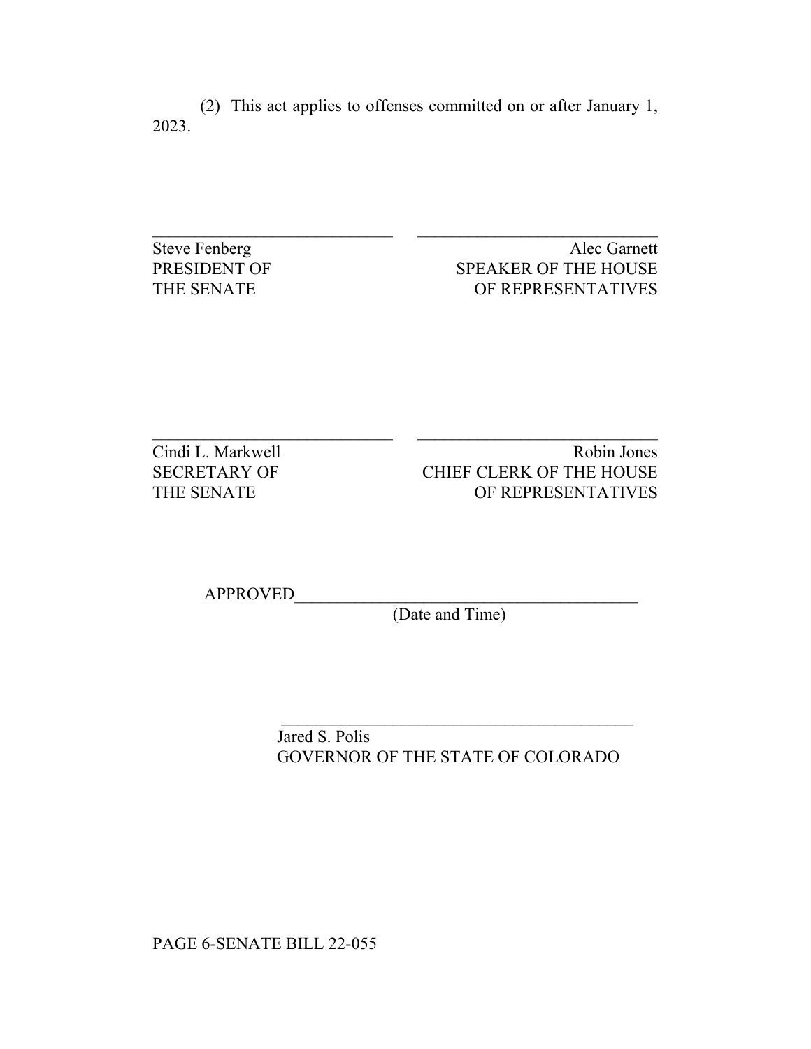(2) This act applies to offenses committed on or after January 1, 2023.

____________________________ ____________________________

Steve Fenberg
PRESIDENT OF
THE SENATE

Alec Garnett
SPEAKER OF THE HOUSE
OF REPRESENTATIVES

____________________________ ____________________________

Cindi L. Markwell
SECRETARY OF
THE SENATE

Robin Jones
CHIEF CLERK OF THE HOUSE
OF REPRESENTATIVES

APPROVED________________________________________
(Date and Time)

_________________________________________

Jared S. Polis
GOVERNOR OF THE STATE OF COLORADO

PAGE 6-SENATE BILL 22-055